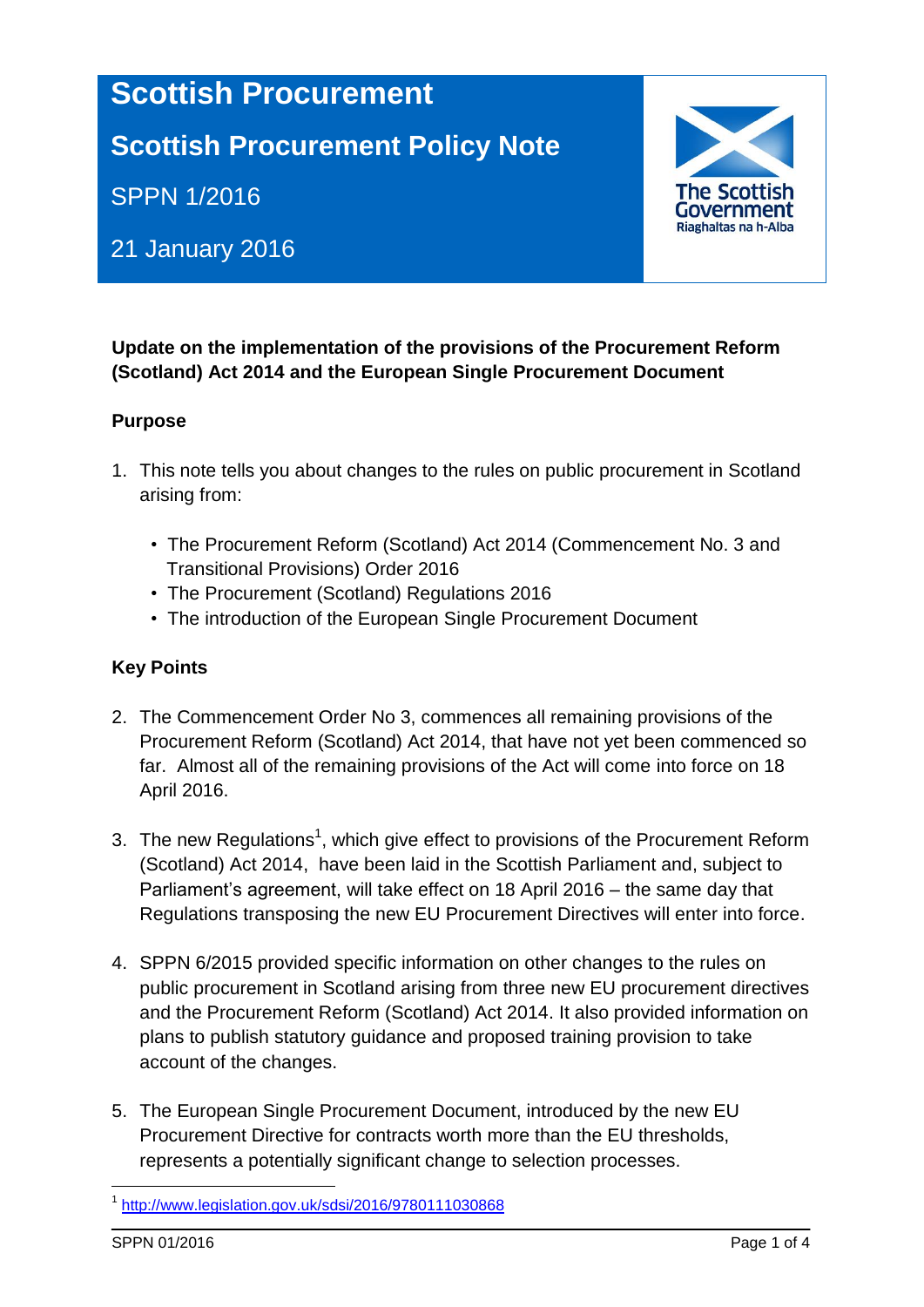# Scottish Procurement

## Scottish Procurement Policy Note

SPPN 1/2016

21 January 2016

**Update on the implementation of the provisions of the Procurement Reform (Scotland) Act 2014 and the European Single Procurement Document**

### Purpose

1. This note tells you about changes to the rules on public procurement in Scotland arising from:

   - The Procurement Reform (Scotland) Act 2014 (Commencement No. 3 and Transitional Provisions) Order 2016
   - The Procurement (Scotland) Regulations 2016
   - The introduction of the European Single Procurement Document

### Key Points

2. The Commencement Order No 3, commences all remaining provisions of the Procurement Reform (Scotland) Act 2014, that have not yet been commenced so far. Almost all of the remaining provisions of the Act will come into force on 18 April 2016.

3. The new Regulations[1], which give effect to provisions of the Procurement Reform (Scotland) Act 2014, have been laid in the Scottish Parliament and, subject to Parliament's agreement, will take effect on 18 April 2016 – the same day that Regulations transposing the new EU Procurement Directives will enter into force.

4. SPPN 6/2015 provided specific information on other changes to the rules on public procurement in Scotland arising from three new EU procurement directives and the Procurement Reform (Scotland) Act 2014. It also provided information on plans to publish statutory guidance and proposed training provision to take account of the changes.

5. The European Single Procurement Document, introduced by the new EU Procurement Directive for contracts worth more than the EU thresholds, represents a potentially significant change to selection processes.

---

[1] http://www.legislation.gov.uk/sdsi/2016/9780111030868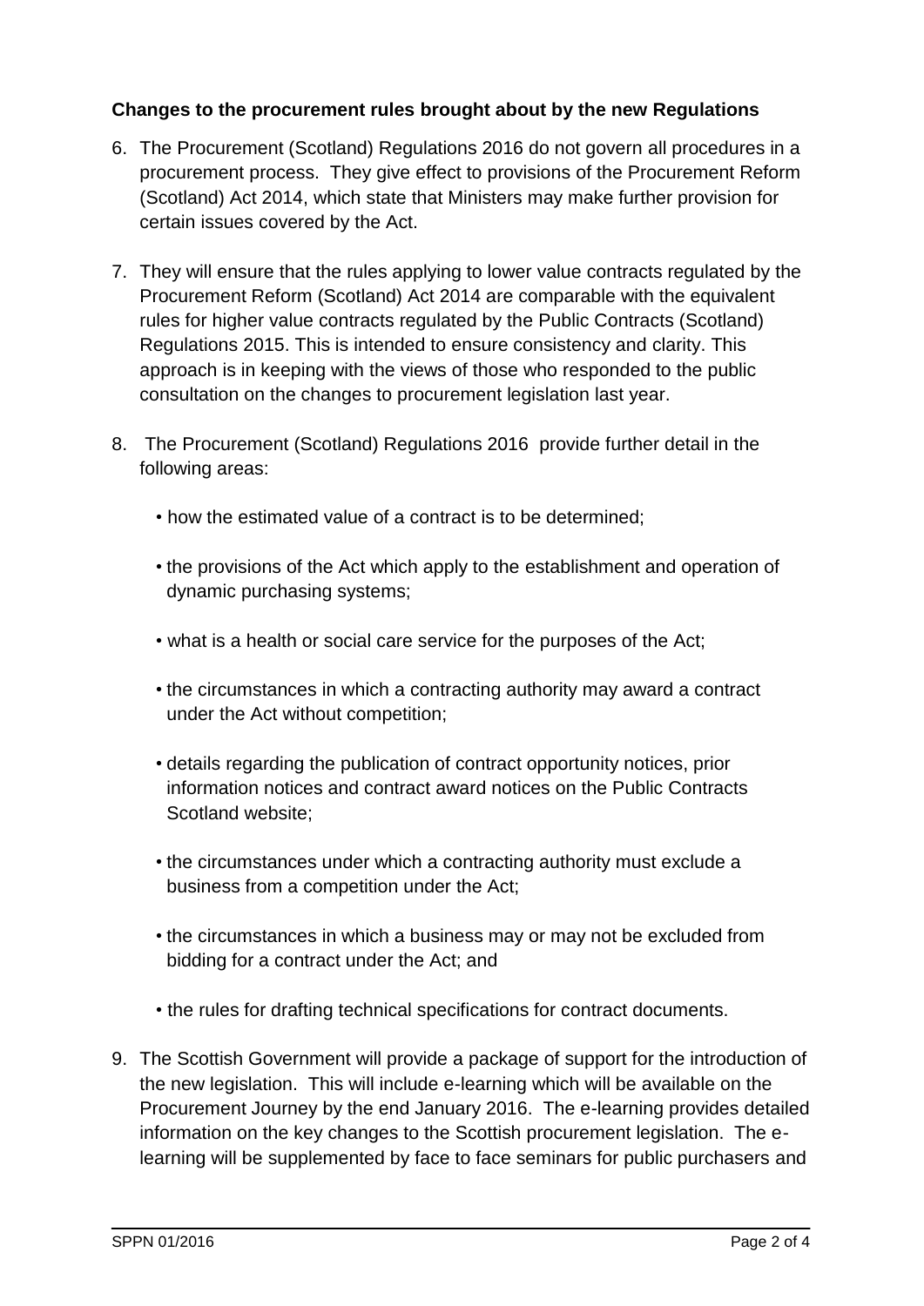**Changes to the procurement rules brought about by the new Regulations**

6. The Procurement (Scotland) Regulations 2016 do not govern all procedures in a procurement process. They give effect to provisions of the Procurement Reform (Scotland) Act 2014, which state that Ministers may make further provision for certain issues covered by the Act.

7. They will ensure that the rules applying to lower value contracts regulated by the Procurement Reform (Scotland) Act 2014 are comparable with the equivalent rules for higher value contracts regulated by the Public Contracts (Scotland) Regulations 2015. This is intended to ensure consistency and clarity. This approach is in keeping with the views of those who responded to the public consultation on the changes to procurement legislation last year.

8. The Procurement (Scotland) Regulations 2016 provide further detail in the following areas:

   - how the estimated value of a contract is to be determined;
   - the provisions of the Act which apply to the establishment and operation of dynamic purchasing systems;
   - what is a health or social care service for the purposes of the Act;
   - the circumstances in which a contracting authority may award a contract under the Act without competition;
   - details regarding the publication of contract opportunity notices, prior information notices and contract award notices on the Public Contracts Scotland website;
   - the circumstances under which a contracting authority must exclude a business from a competition under the Act;
   - the circumstances in which a business may or may not be excluded from bidding for a contract under the Act; and
   - the rules for drafting technical specifications for contract documents.

9. The Scottish Government will provide a package of support for the introduction of the new legislation. This will include e-learning which will be available on the Procurement Journey by the end January 2016. The e-learning provides detailed information on the key changes to the Scottish procurement legislation. The e-learning will be supplemented by face to face seminars for public purchasers and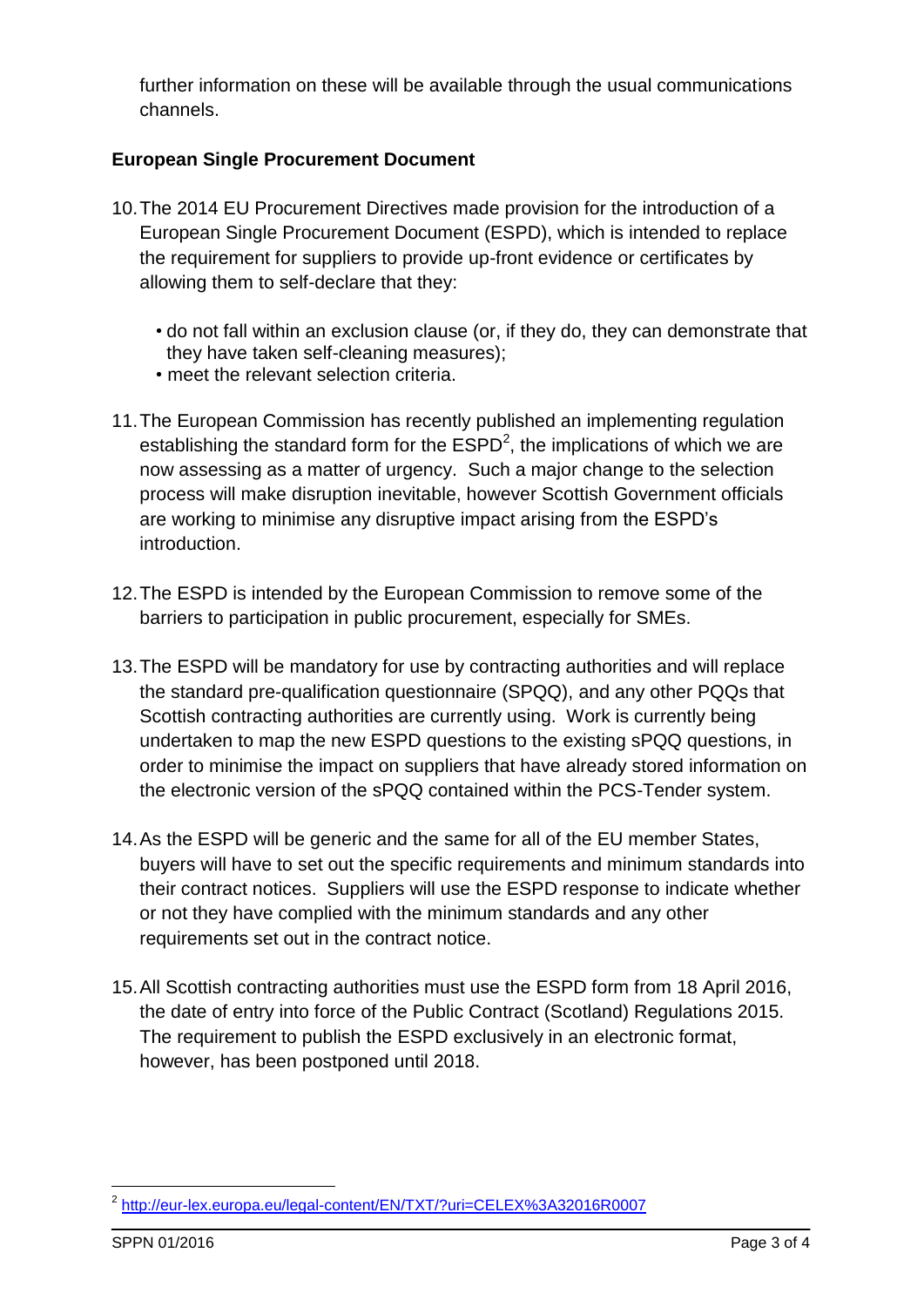further information on these will be available through the usual communications channels.

**European Single Procurement Document**

10. The 2014 EU Procurement Directives made provision for the introduction of a European Single Procurement Document (ESPD), which is intended to replace the requirement for suppliers to provide up-front evidence or certificates by allowing them to self-declare that they:

    - do not fall within an exclusion clause (or, if they do, they can demonstrate that they have taken self-cleaning measures);
    - meet the relevant selection criteria.

11. The European Commission has recently published an implementing regulation establishing the standard form for the ESPD[2], the implications of which we are now assessing as a matter of urgency. Such a major change to the selection process will make disruption inevitable, however Scottish Government officials are working to minimise any disruptive impact arising from the ESPD's introduction.

12. The ESPD is intended by the European Commission to remove some of the barriers to participation in public procurement, especially for SMEs.

13. The ESPD will be mandatory for use by contracting authorities and will replace the standard pre-qualification questionnaire (SPQQ), and any other PQQs that Scottish contracting authorities are currently using. Work is currently being undertaken to map the new ESPD questions to the existing sPQQ questions, in order to minimise the impact on suppliers that have already stored information on the electronic version of the sPQQ contained within the PCS-Tender system.

14. As the ESPD will be generic and the same for all of the EU member States, buyers will have to set out the specific requirements and minimum standards into their contract notices. Suppliers will use the ESPD response to indicate whether or not they have complied with the minimum standards and any other requirements set out in the contract notice.

15. All Scottish contracting authorities must use the ESPD form from 18 April 2016, the date of entry into force of the Public Contract (Scotland) Regulations 2015. The requirement to publish the ESPD exclusively in an electronic format, however, has been postponed until 2018.

[2] http://eur-lex.europa.eu/legal-content/EN/TXT/?uri=CELEX%3A32016R0007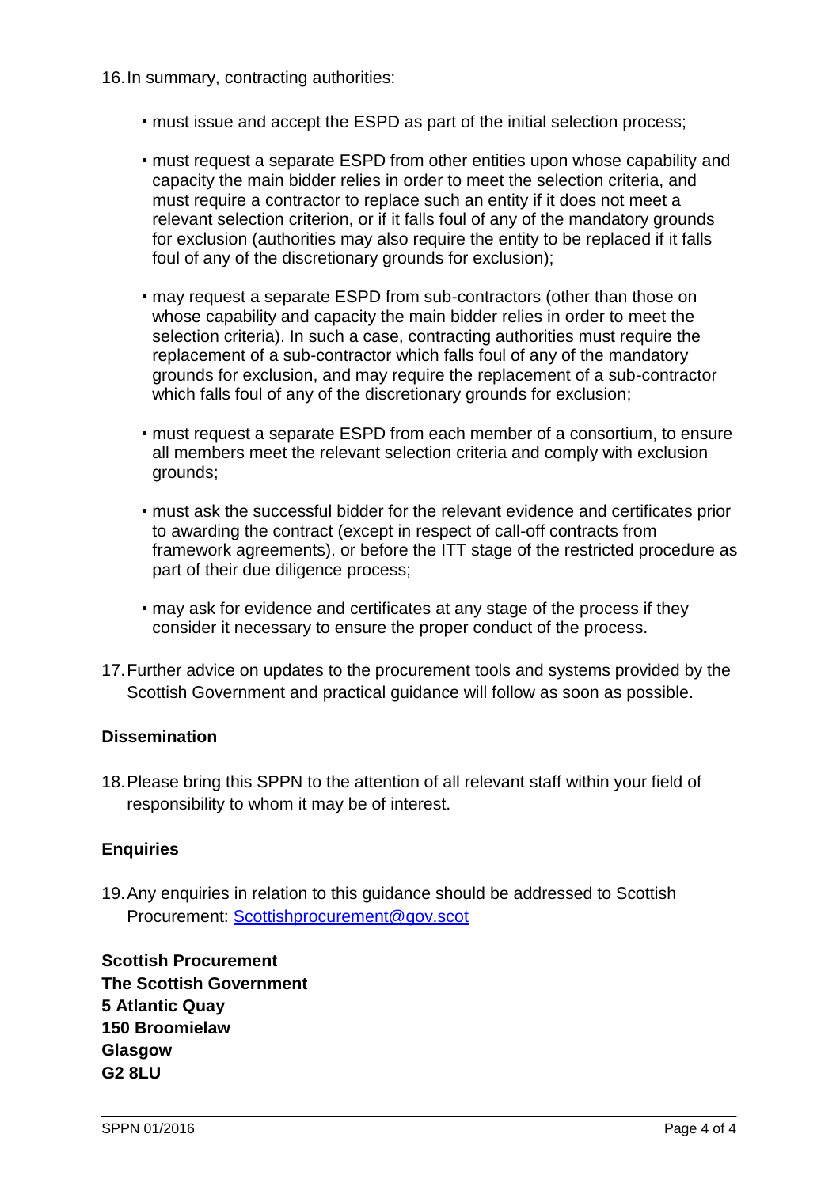16. In summary, contracting authorities:

    - must issue and accept the ESPD as part of the initial selection process;
    - must request a separate ESPD from other entities upon whose capability and capacity the main bidder relies in order to meet the selection criteria, and must require a contractor to replace such an entity if it does not meet a relevant selection criterion, or if it falls foul of any of the mandatory grounds for exclusion (authorities may also require the entity to be replaced if it falls foul of any of the discretionary grounds for exclusion);
    - may request a separate ESPD from sub-contractors (other than those on whose capability and capacity the main bidder relies in order to meet the selection criteria). In such a case, contracting authorities must require the replacement of a sub-contractor which falls foul of any of the mandatory grounds for exclusion, and may require the replacement of a sub-contractor which falls foul of any of the discretionary grounds for exclusion;
    - must request a separate ESPD from each member of a consortium, to ensure all members meet the relevant selection criteria and comply with exclusion grounds;
    - must ask the successful bidder for the relevant evidence and certificates prior to awarding the contract (except in respect of call-off contracts from framework agreements). or before the ITT stage of the restricted procedure as part of their due diligence process;
    - may ask for evidence and certificates at any stage of the process if they consider it necessary to ensure the proper conduct of the process.

17. Further advice on updates to the procurement tools and systems provided by the Scottish Government and practical guidance will follow as soon as possible.

**Dissemination**

18. Please bring this SPPN to the attention of all relevant staff within your field of responsibility to whom it may be of interest.

**Enquiries**

19. Any enquiries in relation to this guidance should be addressed to Scottish Procurement: [Scottishprocurement@gov.scot](mailto:Scottishprocurement@gov.scot)

**Scottish Procurement**
**The Scottish Government**
**5 Atlantic Quay**
**150 Broomielaw**
**Glasgow**
**G2 8LU**